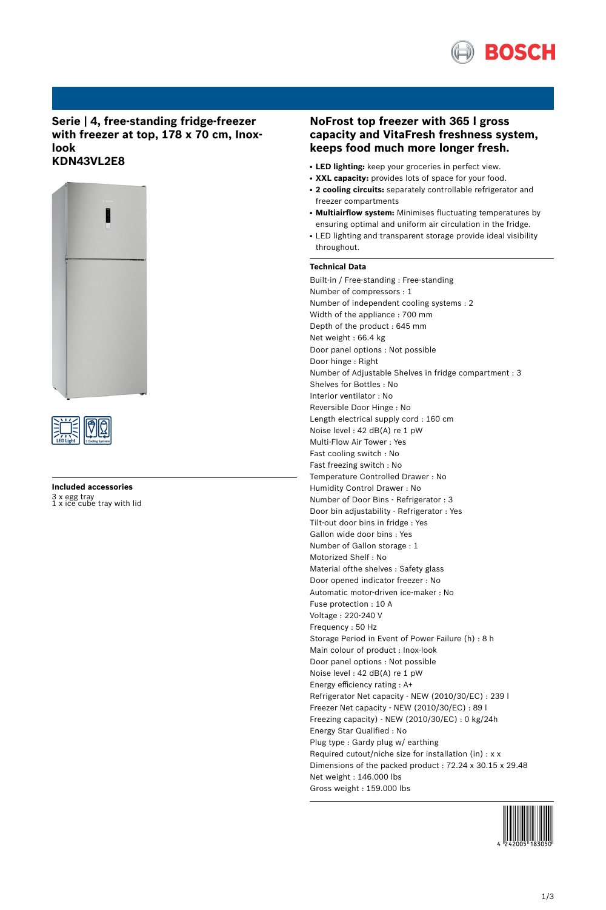# Serie | 4, free-standing fridge-freezer with freezer at top, 178 x 70 cm, Inox-look
# KDN43VL2E8

### Included accessories

3 x egg tray
1 x ice cube tray with lid

## NoFrost top freezer with 365 l gross capacity and VitaFresh freshness system, keeps food much more longer fresh.

- **LED lighting:** keep your groceries in perfect view.
- **XXL capacity:** provides lots of space for your food.
- **2 cooling circuits:** separately controllable refrigerator and freezer compartments
- **Multiairflow system:** Minimises fluctuating temperatures by ensuring optimal and uniform air circulation in the fridge.
- LED lighting and transparent storage provide ideal visibility throughout.

### Technical Data

Built-in / Free-standing : Free-standing
Number of compressors : 1
Number of independent cooling systems : 2
Width of the appliance : 700 mm
Depth of the product : 645 mm
Net weight : 66.4 kg
Door panel options : Not possible
Door hinge : Right
Number of Adjustable Shelves in fridge compartment : 3
Shelves for Bottles : No
Interior ventilator : No
Reversible Door Hinge : No
Length electrical supply cord : 160 cm
Noise level : 42 dB(A) re 1 pW
Multi-Flow Air Tower : Yes
Fast cooling switch : No
Fast freezing switch : No
Temperature Controlled Drawer : No
Humidity Control Drawer : No
Number of Door Bins - Refrigerator : 3
Door bin adjustability - Refrigerator : Yes
Tilt-out door bins in fridge : Yes
Gallon wide door bins : Yes
Number of Gallon storage : 1
Motorized Shelf : No
Material ofthe shelves : Safety glass
Door opened indicator freezer : No
Automatic motor-driven ice-maker : No
Fuse protection : 10 A
Voltage : 220-240 V
Frequency : 50 Hz
Storage Period in Event of Power Failure (h) : 8 h
Main colour of product : Inox-look
Door panel options : Not possible
Noise level : 42 dB(A) re 1 pW
Energy efficiency rating : A+
Refrigerator Net capacity - NEW (2010/30/EC) : 239 l
Freezer Net capacity - NEW (2010/30/EC) : 89 l
Freezing capacity) - NEW (2010/30/EC) : 0 kg/24h
Energy Star Qualified : No
Plug type : Gardy plug w/ earthing
Required cutout/niche size for installation (in) : x x
Dimensions of the packed product : 72.24 x 30.15 x 29.48
Net weight : 146.000 lbs
Gross weight : 159.000 lbs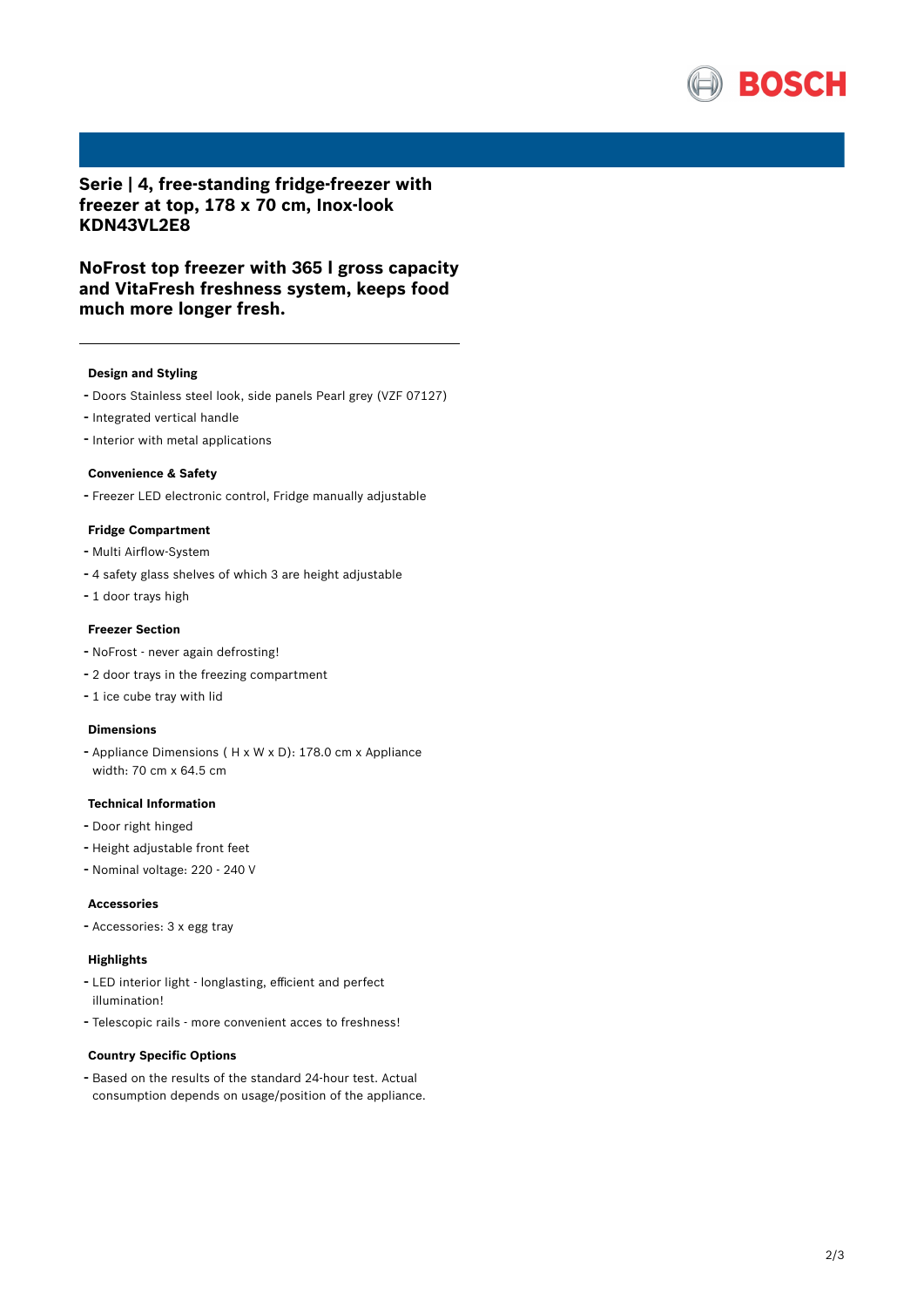# Serie | 4, free-standing fridge-freezer with freezer at top, 178 x 70 cm, Inox-look KDN43VL2E8

## NoFrost top freezer with 365 l gross capacity and VitaFresh freshness system, keeps food much more longer fresh.

---

### Design and Styling

- Doors Stainless steel look, side panels Pearl grey (VZF 07127)
- Integrated vertical handle
- Interior with metal applications

### Convenience & Safety

- Freezer LED electronic control, Fridge manually adjustable

### Fridge Compartment

- Multi Airflow-System
- 4 safety glass shelves of which 3 are height adjustable
- 1 door trays high

### Freezer Section

- NoFrost - never again defrosting!
- 2 door trays in the freezing compartment
- 1 ice cube tray with lid

### Dimensions

- Appliance Dimensions ( H x W x D): 178.0 cm x Appliance width: 70 cm x 64.5 cm

### Technical Information

- Door right hinged
- Height adjustable front feet
- Nominal voltage: 220 - 240 V

### Accessories

- Accessories: 3 x egg tray

### Highlights

- LED interior light - longlasting, efficient and perfect illumination!
- Telescopic rails - more convenient acces to freshness!

### Country Specific Options

- Based on the results of the standard 24-hour test. Actual consumption depends on usage/position of the appliance.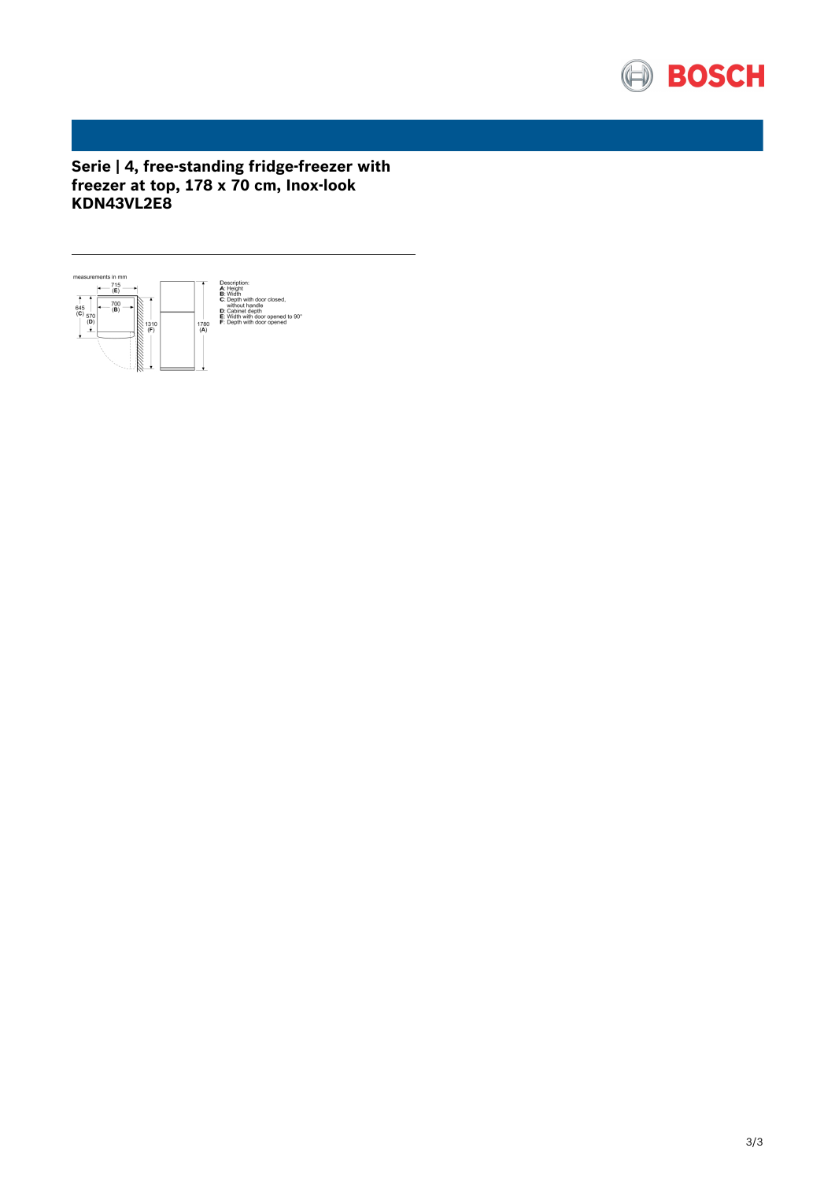# Serie | 4, free-standing fridge-freezer with freezer at top, 178 x 70 cm, Inox-look KDN43VL2E8

measurements in mm

715
(E)

700
(B)

645
(C)

570
(D)

1310
(F)

1780
(A)

Description:
**A**: Height
**B**: Width
**C**: Depth with door closed, without handle
**D**: Cabinet depth
**E**: Width with door opened to 90°
**F**: Depth with door opened